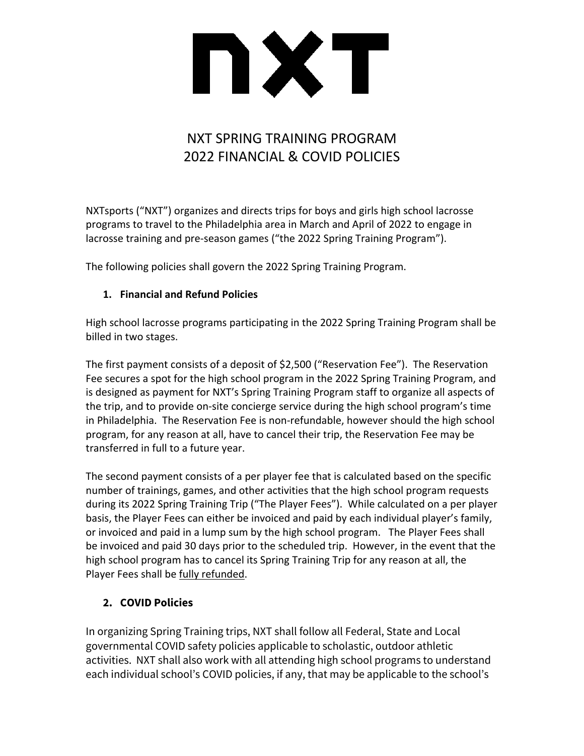# NXT

## NXT SPRING TRAINING PROGRAM
## 2022 FINANCIAL & COVID POLICIES

NXTsports ("NXT") organizes and directs trips for boys and girls high school lacrosse programs to travel to the Philadelphia area in March and April of 2022 to engage in lacrosse training and pre-season games ("the 2022 Spring Training Program").

The following policies shall govern the 2022 Spring Training Program.

### 1. Financial and Refund Policies

High school lacrosse programs participating in the 2022 Spring Training Program shall be billed in two stages.

The first payment consists of a deposit of $2,500 ("Reservation Fee"). The Reservation Fee secures a spot for the high school program in the 2022 Spring Training Program, and is designed as payment for NXT's Spring Training Program staff to organize all aspects of the trip, and to provide on-site concierge service during the high school program's time in Philadelphia. The Reservation Fee is non-refundable, however should the high school program, for any reason at all, have to cancel their trip, the Reservation Fee may be transferred in full to a future year.

The second payment consists of a per player fee that is calculated based on the specific number of trainings, games, and other activities that the high school program requests during its 2022 Spring Training Trip ("The Player Fees"). While calculated on a per player basis, the Player Fees can either be invoiced and paid by each individual player's family, or invoiced and paid in a lump sum by the high school program. The Player Fees shall be invoiced and paid 30 days prior to the scheduled trip. However, in the event that the high school program has to cancel its Spring Training Trip for any reason at all, the Player Fees shall be <u>fully refunded</u>.

### 2. COVID Policies

In organizing Spring Training trips, NXT shall follow all Federal, State and Local governmental COVID safety policies applicable to scholastic, outdoor athletic activities. NXT shall also work with all attending high school programs to understand each individual school's COVID policies, if any, that may be applicable to the school's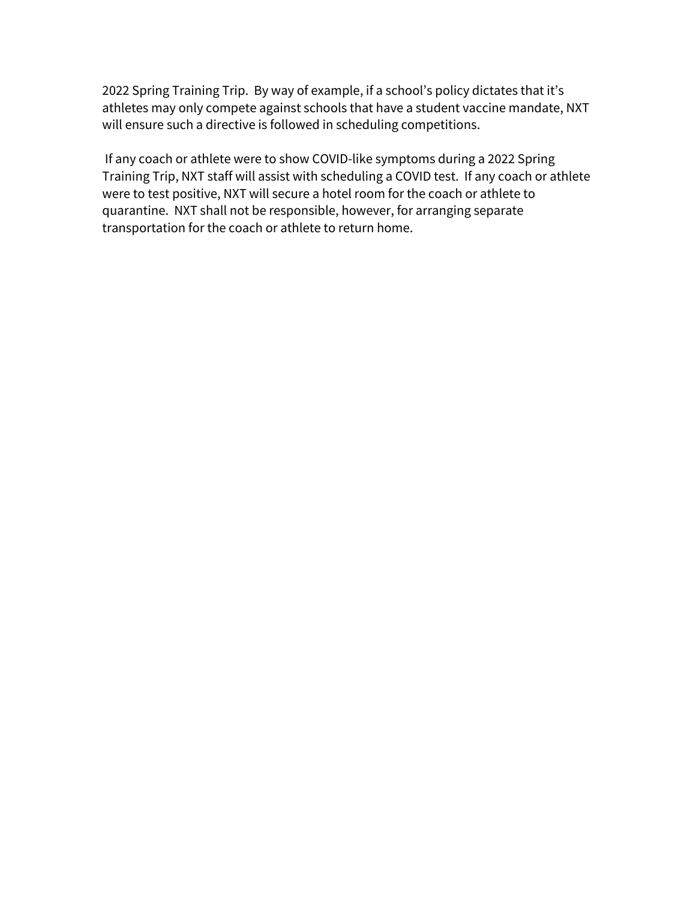2022 Spring Training Trip. By way of example, if a school's policy dictates that it's athletes may only compete against schools that have a student vaccine mandate, NXT will ensure such a directive is followed in scheduling competitions.

If any coach or athlete were to show COVID-like symptoms during a 2022 Spring Training Trip, NXT staff will assist with scheduling a COVID test. If any coach or athlete were to test positive, NXT will secure a hotel room for the coach or athlete to quarantine. NXT shall not be responsible, however, for arranging separate transportation for the coach or athlete to return home.